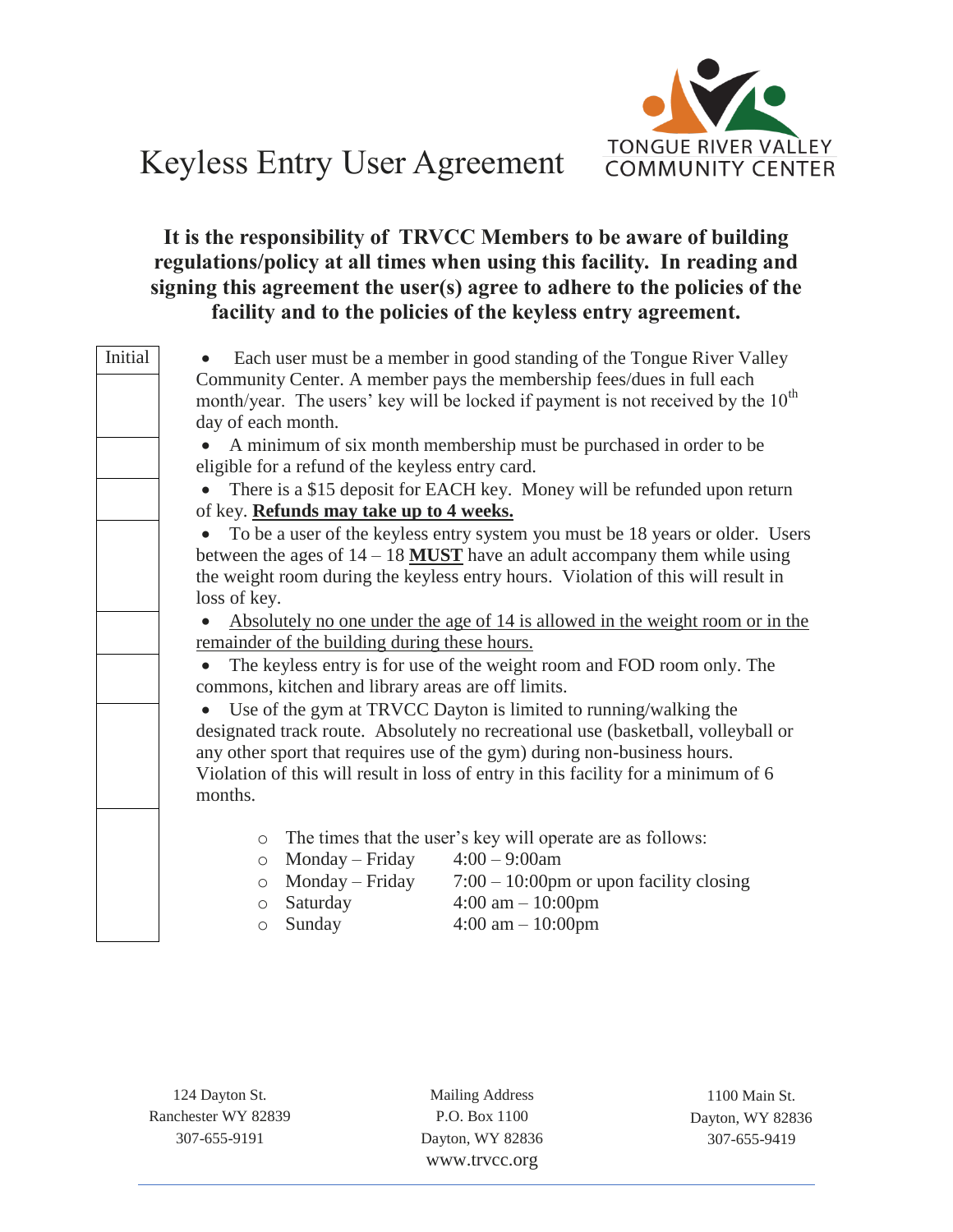# Keyless Entry User Agreement

TONGUE RIVER VALLEY COMMUNITY CENTER

**It is the responsibility of TRVCC Members to be aware of building regulations/policy at all times when using this facility. In reading and signing this agreement the user(s) agree to adhere to the policies of the facility and to the policies of the keyless entry agreement.**

| Initial | |
|---|---|
| | • Each user must be a member in good standing of the Tongue River Valley Community Center. A member pays the membership fees/dues in full each month/year. The users' key will be locked if payment is not received by the 10th day of each month. |
| | • A minimum of six month membership must be purchased in order to be eligible for a refund of the keyless entry card. |
| | • There is a $15 deposit for EACH key. Money will be refunded upon return of key. <u>**Refunds may take up to 4 weeks.**</u> |
| | • To be a user of the keyless entry system you must be 18 years or older. Users between the ages of 14 – 18 <u>**MUST**</u> have an adult accompany them while using the weight room during the keyless entry hours. Violation of this will result in loss of key. |
| | • <u>Absolutely no one under the age of 14 is allowed in the weight room or in the remainder of the building during these hours.</u> |
| | • The keyless entry is for use of the weight room and FOD room only. The commons, kitchen and library areas are off limits. |
| | • Use of the gym at TRVCC Dayton is limited to running/walking the designated track route. Absolutely no recreational use (basketball, volleyball or any other sport that requires use of the gym) during non-business hours. Violation of this will result in loss of entry in this facility for a minimum of 6 months. |
| | ○ The times that the user's key will operate are as follows:<br>○ Monday – Friday 4:00 – 9:00am<br>○ Monday – Friday 7:00 – 10:00pm or upon facility closing<br>○ Saturday 4:00 am – 10:00pm<br>○ Sunday 4:00 am – 10:00pm |

124 Dayton St.
Ranchester WY 82839
307-655-9191

Mailing Address
P.O. Box 1100
Dayton, WY 82836
www.trvcc.org

1100 Main St.
Dayton, WY 82836
307-655-9419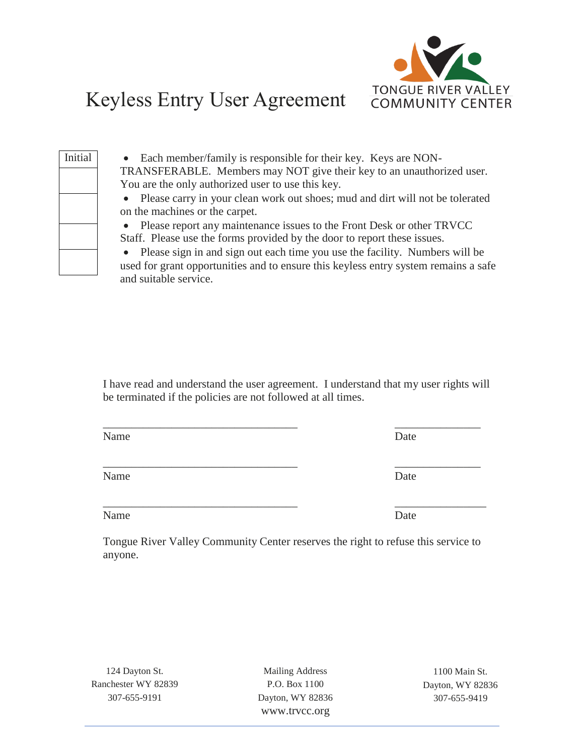# Keyless Entry User Agreement

TONGUE RIVER VALLEY COMMUNITY CENTER

| Initial |
| --- |
| |
| |
| |
| |

- Each member/family is responsible for their key. Keys are NON-TRANSFERABLE. Members may NOT give their key to an unauthorized user. You are the only authorized user to use this key.
- Please carry in your clean work out shoes; mud and dirt will not be tolerated on the machines or the carpet.
- Please report any maintenance issues to the Front Desk or other TRVCC Staff. Please use the forms provided by the door to report these issues.
- Please sign in and sign out each time you use the facility. Numbers will be used for grant opportunities and to ensure this keyless entry system remains a safe and suitable service.

I have read and understand the user agreement. I understand that my user rights will be terminated if the policies are not followed at all times.

_________________________________ _______________
Name Date

_________________________________ _______________
Name Date

_________________________________ ________________
Name Date

Tongue River Valley Community Center reserves the right to refuse this service to anyone.

124 Dayton St.
Ranchester WY 82839
307-655-9191

Mailing Address
P.O. Box 1100
Dayton, WY 82836
www.trvcc.org

1100 Main St.
Dayton, WY 82836
307-655-9419